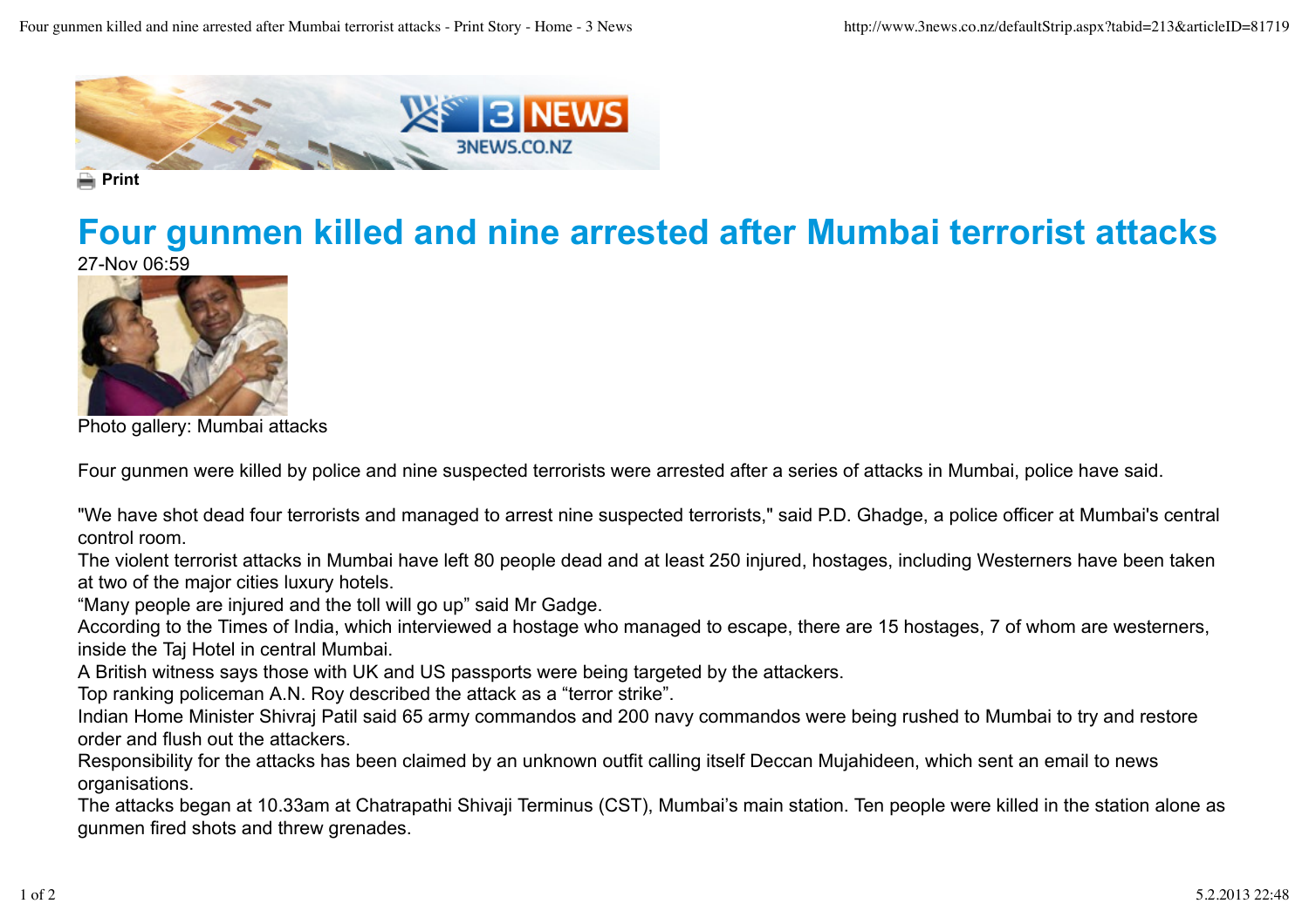Print

# Four gunmen killed and nine arrested after Mumbai terrorist attacks

27-Nov 06:59

Photo gallery: Mumbai attacks

Four gunmen were killed by police and nine suspected terrorists were arrested after a series of attacks in Mumbai, police have said.

"We have shot dead four terrorists and managed to arrest nine suspected terrorists," said P.D. Ghadge, a police officer at Mumbai's central control room.

The violent terrorist attacks in Mumbai have left 80 people dead and at least 250 injured, hostages, including Westerners have been taken at two of the major cities luxury hotels.

“Many people are injured and the toll will go up” said Mr Gadge.

According to the Times of India, which interviewed a hostage who managed to escape, there are 15 hostages, 7 of whom are westerners, inside the Taj Hotel in central Mumbai.

A British witness says those with UK and US passports were being targeted by the attackers.

Top ranking policeman A.N. Roy described the attack as a “terror strike”.

Indian Home Minister Shivraj Patil said 65 army commandos and 200 navy commandos were being rushed to Mumbai to try and restore order and flush out the attackers.

Responsibility for the attacks has been claimed by an unknown outfit calling itself Deccan Mujahideen, which sent an email to news organisations.

The attacks began at 10.33am at Chatrapathi Shivaji Terminus (CST), Mumbai’s main station. Ten people were killed in the station alone as gunmen fired shots and threw grenades.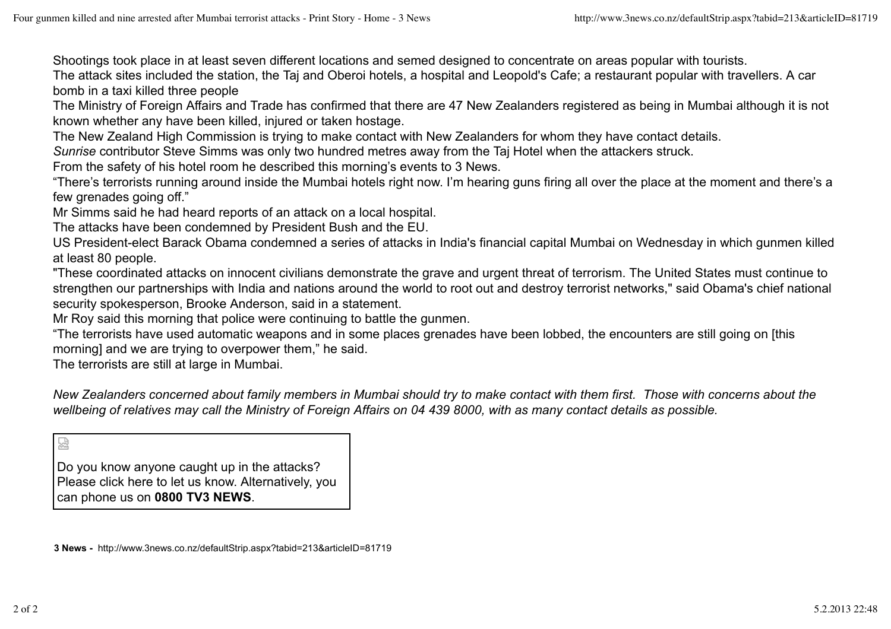Shootings took place in at least seven different locations and semed designed to concentrate on areas popular with tourists.

The attack sites included the station, the Taj and Oberoi hotels, a hospital and Leopold's Cafe; a restaurant popular with travellers. A car bomb in a taxi killed three people

The Ministry of Foreign Affairs and Trade has confirmed that there are 47 New Zealanders registered as being in Mumbai although it is not known whether any have been killed, injured or taken hostage.

The New Zealand High Commission is trying to make contact with New Zealanders for whom they have contact details.

*Sunrise* contributor Steve Simms was only two hundred metres away from the Taj Hotel when the attackers struck.

From the safety of his hotel room he described this morning's events to 3 News.

“There’s terrorists running around inside the Mumbai hotels right now. I’m hearing guns firing all over the place at the moment and there’s a few grenades going off.”

Mr Simms said he had heard reports of an attack on a local hospital.

The attacks have been condemned by President Bush and the EU.

US President-elect Barack Obama condemned a series of attacks in India's financial capital Mumbai on Wednesday in which gunmen killed at least 80 people.

"These coordinated attacks on innocent civilians demonstrate the grave and urgent threat of terrorism. The United States must continue to strengthen our partnerships with India and nations around the world to root out and destroy terrorist networks," said Obama's chief national security spokesperson, Brooke Anderson, said in a statement.

Mr Roy said this morning that police were continuing to battle the gunmen.

“The terrorists have used automatic weapons and in some places grenades have been lobbed, the encounters are still going on [this morning] and we are trying to overpower them,” he said.

The terrorists are still at large in Mumbai.

*New Zealanders concerned about family members in Mumbai should try to make contact with them first. Those with concerns about the wellbeing of relatives may call the Ministry of Foreign Affairs on 04 439 8000, with as many contact details as possible.*

Do you know anyone caught up in the attacks? Please click here to let us know. Alternatively, you can phone us on **0800 TV3 NEWS**.

**3 News -** http://www.3news.co.nz/defaultStrip.aspx?tabid=213&articleID=81719